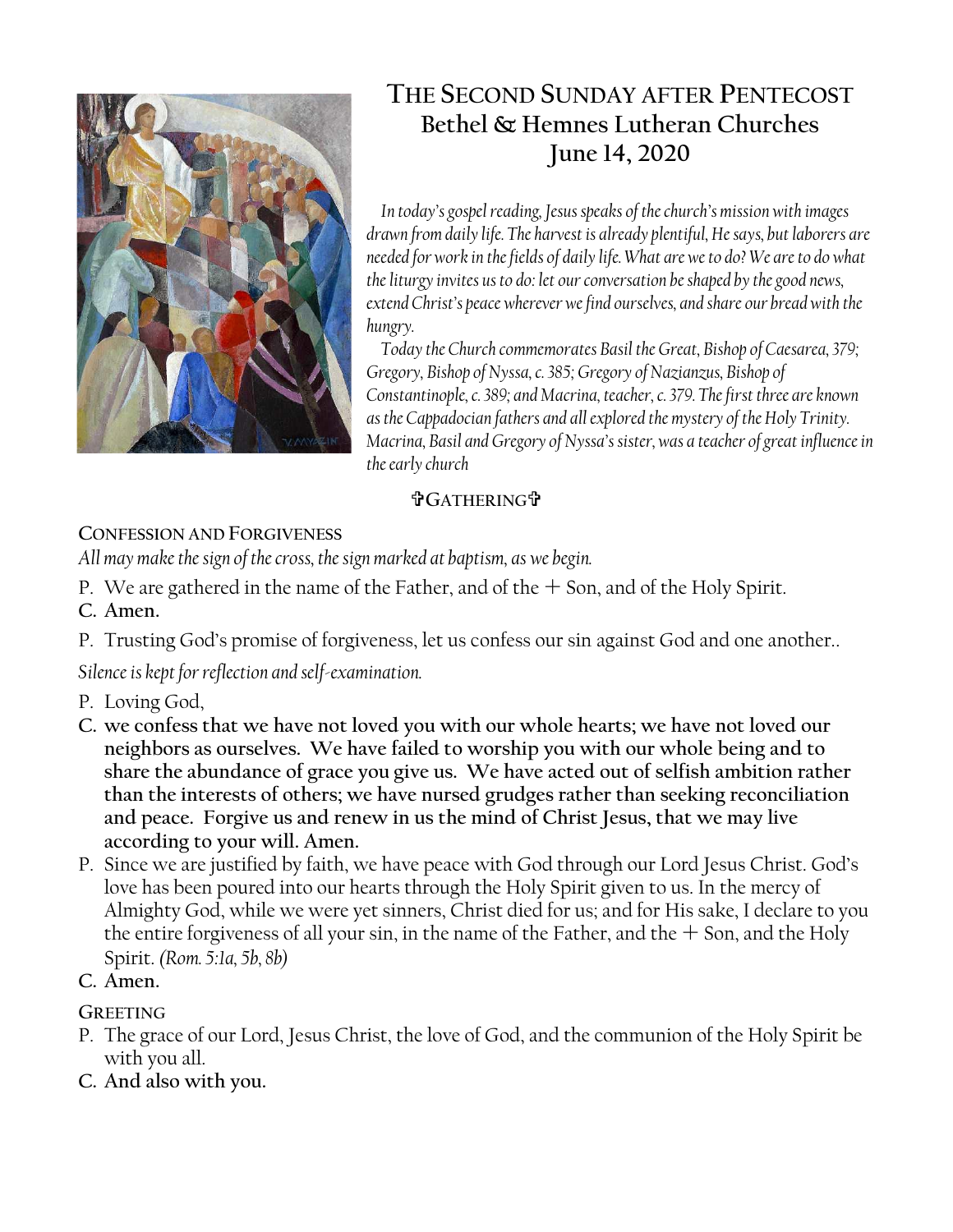# THE SECOND SUNDAY AFTER PENTECOST
## Bethel & Hemnes Lutheran Churches
## June 14, 2020

*In today's gospel reading, Jesus speaks of the church's mission with images drawn from daily life. The harvest is already plentiful, He says, but laborers are needed for work in the fields of daily life. What are we to do? We are to do what the liturgy invites us to do: let our conversation be shaped by the good news, extend Christ's peace wherever we find ourselves, and share our bread with the hungry.*

*Today the Church commemorates Basil the Great, Bishop of Caesarea, 379; Gregory, Bishop of Nyssa, c. 385; Gregory of Nazianzus, Bishop of Constantinople, c. 389; and Macrina, teacher, c. 379. The first three are known as the Cappadocian fathers and all explored the mystery of the Holy Trinity. Macrina, Basil and Gregory of Nyssa's sister, was a teacher of great influence in the early church*

## ✞GATHERING✞

### CONFESSION AND FORGIVENESS

*All may make the sign of the cross, the sign marked at baptism, as we begin.*

P. We are gathered in the name of the Father, and of the + Son, and of the Holy Spirit.

**C. Amen.**

P. Trusting God's promise of forgiveness, let us confess our sin against God and one another..

*Silence is kept for reflection and self-examination.*

P. Loving God,

**C. we confess that we have not loved you with our whole hearts; we have not loved our neighbors as ourselves. We have failed to worship you with our whole being and to share the abundance of grace you give us. We have acted out of selfish ambition rather than the interests of others; we have nursed grudges rather than seeking reconciliation and peace. Forgive us and renew in us the mind of Christ Jesus, that we may live according to your will. Amen.**

P. Since we are justified by faith, we have peace with God through our Lord Jesus Christ. God's love has been poured into our hearts through the Holy Spirit given to us. In the mercy of Almighty God, while we were yet sinners, Christ died for us; and for His sake, I declare to you the entire forgiveness of all your sin, in the name of the Father, and the + Son, and the Holy Spirit. *(Rom. 5:1a, 5b, 8b)*

**C. Amen.**

### GREETING

P. The grace of our Lord, Jesus Christ, the love of God, and the communion of the Holy Spirit be with you all.

**C. And also with you.**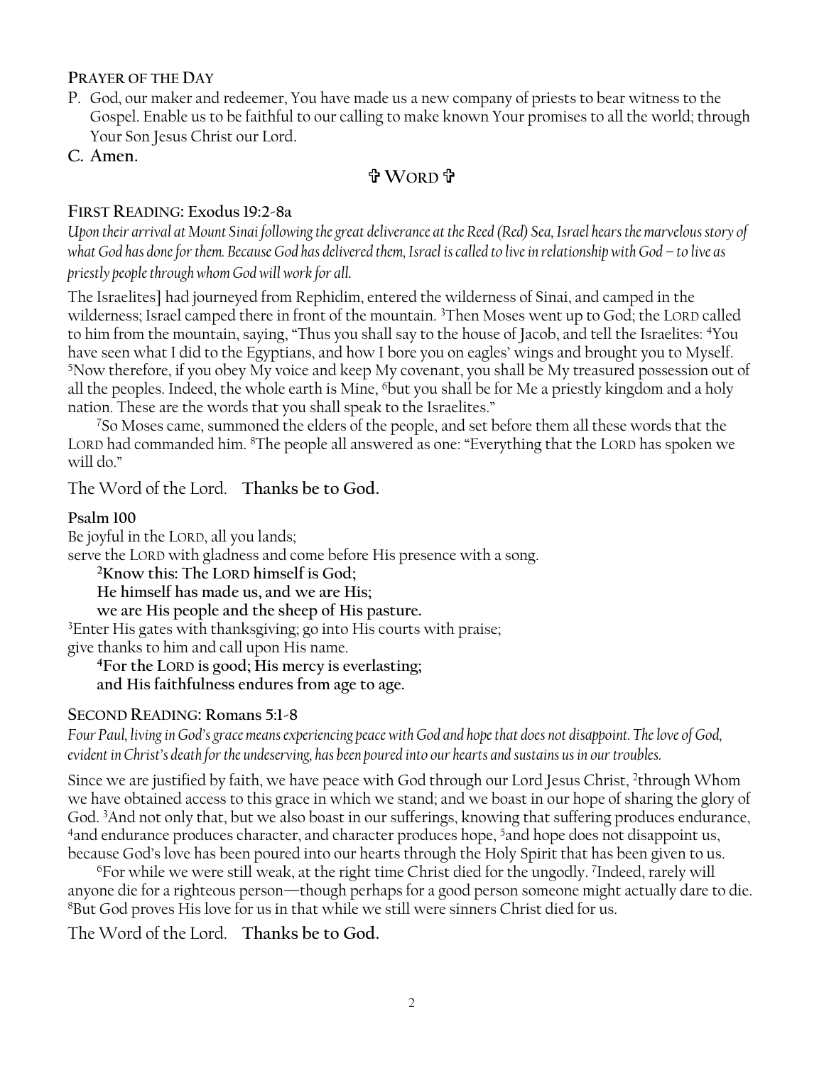## Prayer of the Day

P. God, our maker and redeemer, You have made us a new company of priests to bear witness to the Gospel. Enable us to be faithful to our calling to make known Your promises to all the world; through Your Son Jesus Christ our Lord.

**C. Amen.**

### ✞ Word ✞

### First Reading: Exodus 19:2-8a

*Upon their arrival at Mount Sinai following the great deliverance at the Reed (Red) Sea, Israel hears the marvelous story of what God has done for them. Because God has delivered them, Israel is called to live in relationship with God – to live as priestly people through whom God will work for all.*

The Israelites] had journeyed from Rephidim, entered the wilderness of Sinai, and camped in the wilderness; Israel camped there in front of the mountain. [3]Then Moses went up to God; the LORD called to him from the mountain, saying, "Thus you shall say to the house of Jacob, and tell the Israelites: [4]You have seen what I did to the Egyptians, and how I bore you on eagles' wings and brought you to Myself. [5]Now therefore, if you obey My voice and keep My covenant, you shall be My treasured possession out of all the peoples. Indeed, the whole earth is Mine, [6]but you shall be for Me a priestly kingdom and a holy nation. These are the words that you shall speak to the Israelites."

[7]So Moses came, summoned the elders of the people, and set before them all these words that the LORD had commanded him. [8]The people all answered as one: "Everything that the LORD has spoken we will do."

The Word of the Lord. **Thanks be to God.**

### Psalm 100

Be joyful in the LORD, all you lands;
serve the LORD with gladness and come before His presence with a song.

**[2]Know this: The LORD himself is God;**
**He himself has made us, and we are His;**
**we are His people and the sheep of His pasture.**

[3]Enter His gates with thanksgiving; go into His courts with praise;
give thanks to him and call upon His name.

**[4]For the LORD is good; His mercy is everlasting;**
**and His faithfulness endures from age to age.**

### Second Reading: Romans 5:1-8

*Four Paul, living in God's grace means experiencing peace with God and hope that does not disappoint. The love of God, evident in Christ's death for the undeserving, has been poured into our hearts and sustains us in our troubles.*

Since we are justified by faith, we have peace with God through our Lord Jesus Christ, [2]through Whom we have obtained access to this grace in which we stand; and we boast in our hope of sharing the glory of God. [3]And not only that, but we also boast in our sufferings, knowing that suffering produces endurance, [4]and endurance produces character, and character produces hope, [5]and hope does not disappoint us, because God's love has been poured into our hearts through the Holy Spirit that has been given to us.

[6]For while we were still weak, at the right time Christ died for the ungodly. [7]Indeed, rarely will anyone die for a righteous person—though perhaps for a good person someone might actually dare to die. [8]But God proves His love for us in that while we still were sinners Christ died for us.

The Word of the Lord. **Thanks be to God.**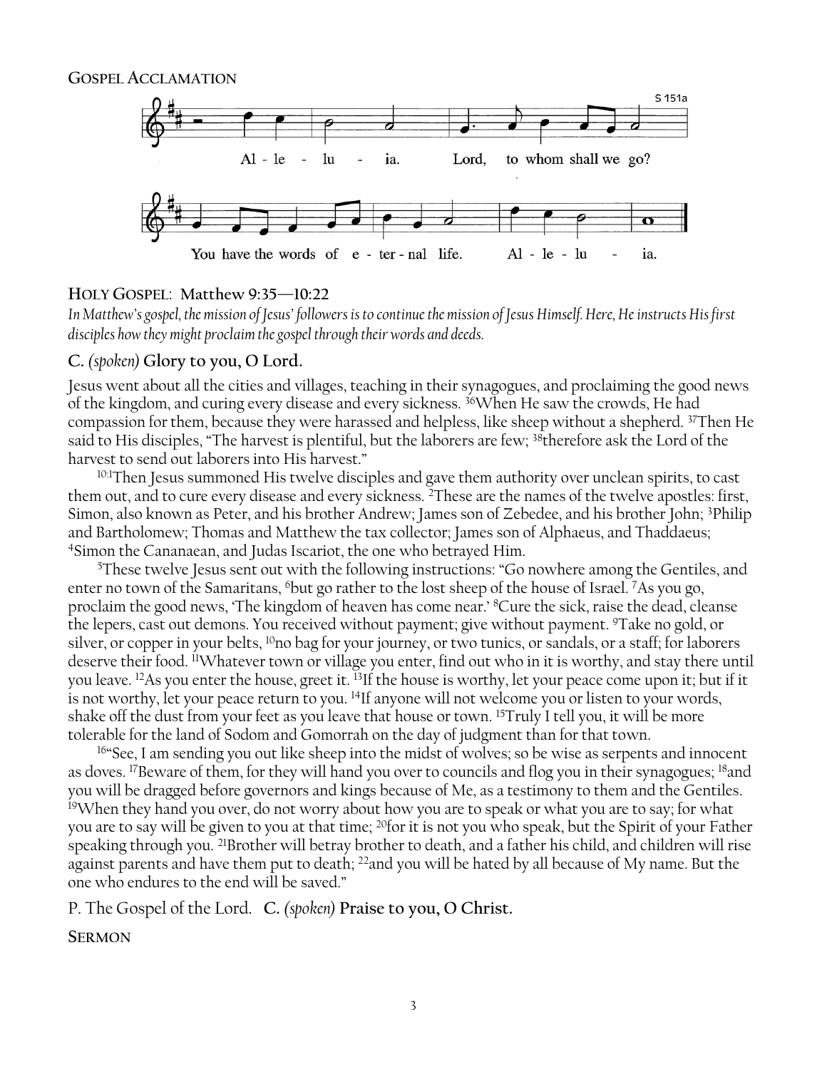## GOSPEL ACCLAMATION

S 151a

Al - le - lu - ia. Lord, to whom shall we go?

You have the words of e - ter - nal life. Al - le - lu - ia.

## HOLY GOSPEL: Matthew 9:35—10:22

*In Matthew's gospel, the mission of Jesus' followers is to continue the mission of Jesus Himself. Here, He instructs His first disciples how they might proclaim the gospel through their words and deeds.*

**C.** *(spoken)* **Glory to you, O Lord.**

Jesus went about all the cities and villages, teaching in their synagogues, and proclaiming the good news of the kingdom, and curing every disease and every sickness. [36]When He saw the crowds, He had compassion for them, because they were harassed and helpless, like sheep without a shepherd. [37]Then He said to His disciples, "The harvest is plentiful, but the laborers are few; [38]therefore ask the Lord of the harvest to send out laborers into His harvest."

[10:1]Then Jesus summoned His twelve disciples and gave them authority over unclean spirits, to cast them out, and to cure every disease and every sickness. [2]These are the names of the twelve apostles: first, Simon, also known as Peter, and his brother Andrew; James son of Zebedee, and his brother John; [3]Philip and Bartholomew; Thomas and Matthew the tax collector; James son of Alphaeus, and Thaddaeus; [4]Simon the Cananaean, and Judas Iscariot, the one who betrayed Him.

[5]These twelve Jesus sent out with the following instructions: "Go nowhere among the Gentiles, and enter no town of the Samaritans, [6]but go rather to the lost sheep of the house of Israel. [7]As you go, proclaim the good news, 'The kingdom of heaven has come near.' [8]Cure the sick, raise the dead, cleanse the lepers, cast out demons. You received without payment; give without payment. [9]Take no gold, or silver, or copper in your belts, [10]no bag for your journey, or two tunics, or sandals, or a staff; for laborers deserve their food. [11]Whatever town or village you enter, find out who in it is worthy, and stay there until you leave. [12]As you enter the house, greet it. [13]If the house is worthy, let your peace come upon it; but if it is not worthy, let your peace return to you. [14]If anyone will not welcome you or listen to your words, shake off the dust from your feet as you leave that house or town. [15]Truly I tell you, it will be more tolerable for the land of Sodom and Gomorrah on the day of judgment than for that town.

[16]"See, I am sending you out like sheep into the midst of wolves; so be wise as serpents and innocent as doves. [17]Beware of them, for they will hand you over to councils and flog you in their synagogues; [18]and you will be dragged before governors and kings because of Me, as a testimony to them and the Gentiles. [19]When they hand you over, do not worry about how you are to speak or what you are to say; for what you are to say will be given to you at that time; [20]for it is not you who speak, but the Spirit of your Father speaking through you. [21]Brother will betray brother to death, and a father his child, and children will rise against parents and have them put to death; [22]and you will be hated by all because of My name. But the one who endures to the end will be saved."

P. The Gospel of the Lord. **C.** *(spoken)* **Praise to you, O Christ.**

## SERMON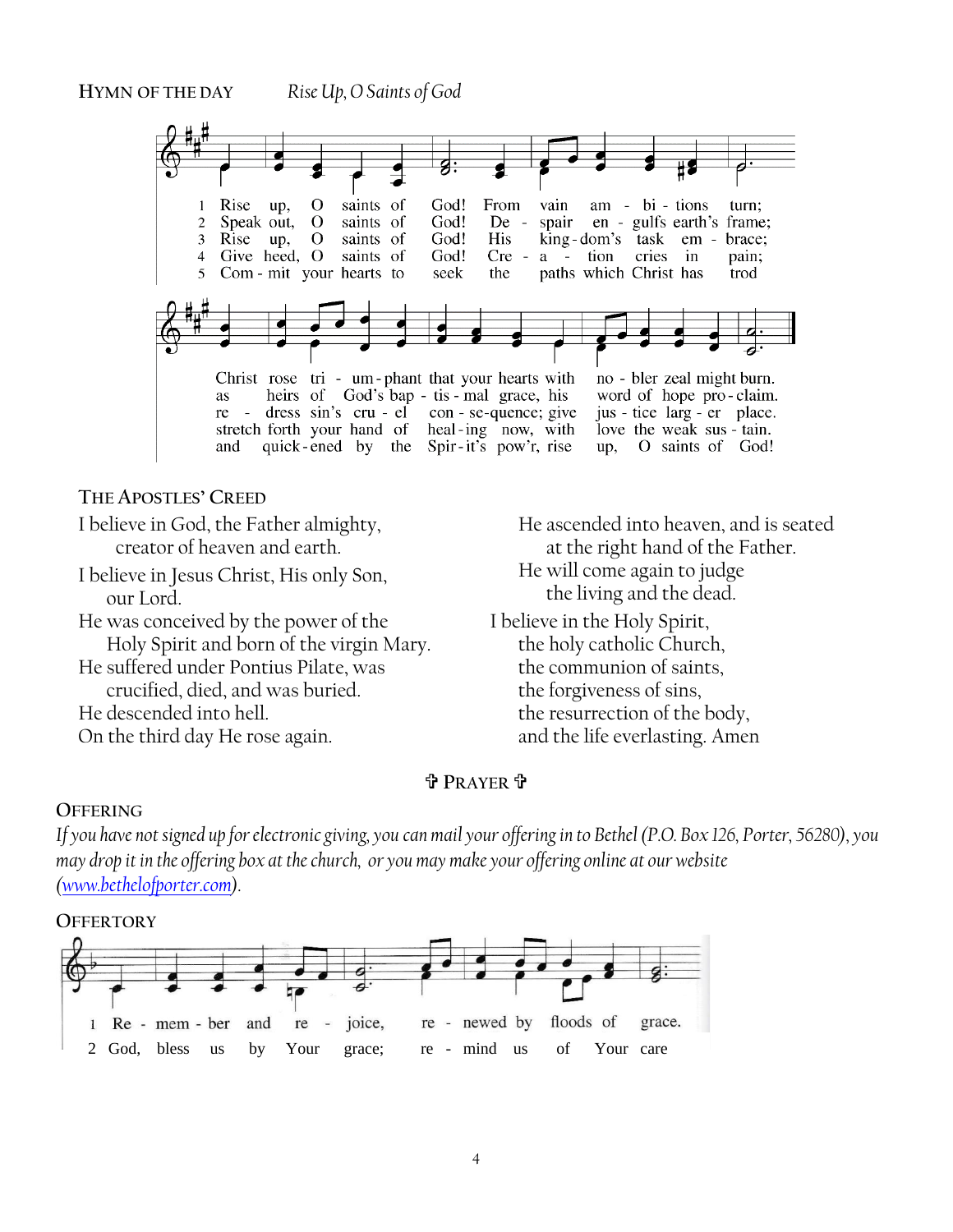**HYMN OF THE DAY** *Rise Up, O Saints of God*

1 Rise up, O saints of God! From vain am - bi - tions turn; Christ rose tri - um - phant that your hearts with no - bler zeal might burn.
2 Speak out, O saints of God! De - spair en - gulfs earth's frame; as heirs of God's bap - tis - mal grace, his word of hope pro - claim.
3 Rise up, O saints of God! His king - dom's task em - brace; re - dress sin's cru - el con - se - quence; give jus - tice larg - er place.
4 Give heed, O saints of God! Cre - a - tion cries in pain; stretch forth your hand of heal - ing now, with love the weak sus - tain.
5 Com - mit your hearts to seek the paths which Christ has trod and quick - ened by the Spir - it's pow'r, rise up, O saints of God!

**THE APOSTLES' CREED**

I believe in God, the Father almighty,
creator of heaven and earth.
I believe in Jesus Christ, His only Son,
our Lord.
He was conceived by the power of the
Holy Spirit and born of the virgin Mary.
He suffered under Pontius Pilate, was
crucified, died, and was buried.
He descended into hell.
On the third day He rose again.
He ascended into heaven, and is seated
at the right hand of the Father.
He will come again to judge
the living and the dead.
I believe in the Holy Spirit,
the holy catholic Church,
the communion of saints,
the forgiveness of sins,
the resurrection of the body,
and the life everlasting. Amen

✞ **PRAYER** ✞

**OFFERING**

*If you have not signed up for electronic giving, you can mail your offering in to Bethel (P.O. Box 126, Porter, 56280), you may drop it in the offering box at the church, or you may make your offering online at our website ([www.bethelofporter.com](http://www.bethelofporter.com)).*

**OFFERTORY**

1 Re - mem - ber and re - joice, re - newed by floods of grace.
2 God, bless us by Your grace; re - mind us of Your care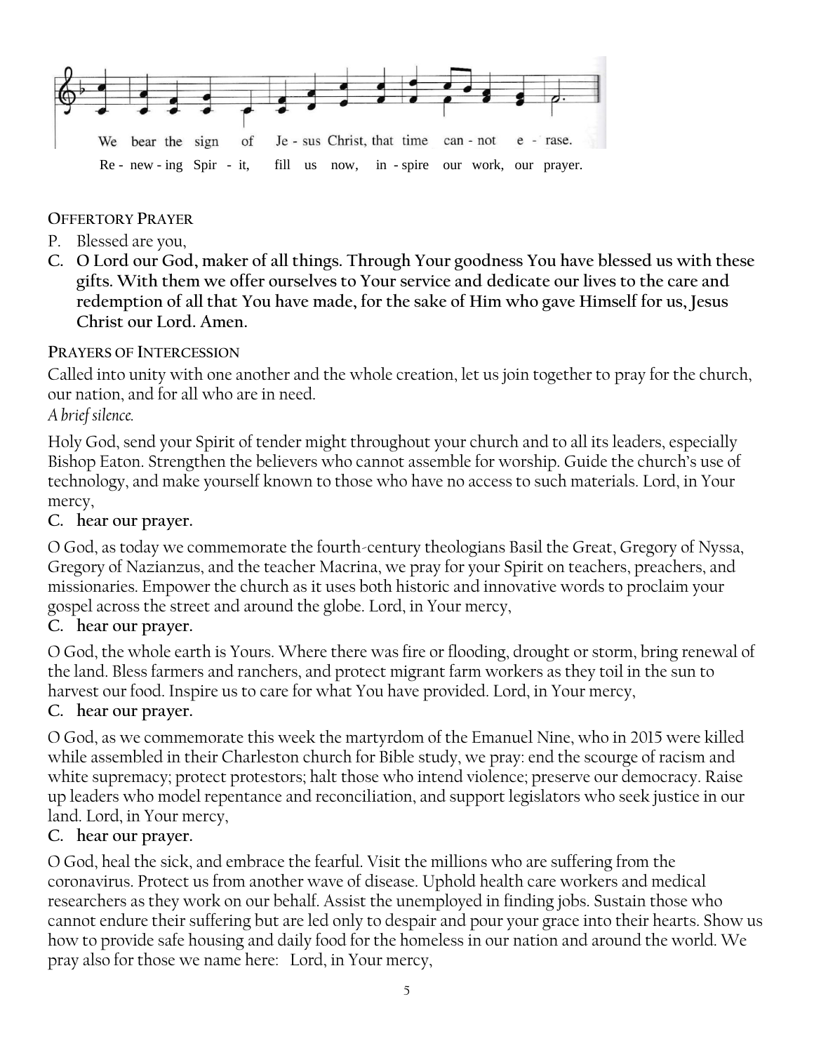We bear the sign of Je - sus Christ, that time can - not e - rase.

Re - new - ing Spir - it, fill us now, in - spire our work, our prayer.

**OFFERTORY PRAYER**

P. Blessed are you,

**C. O Lord our God, maker of all things. Through Your goodness You have blessed us with these gifts. With them we offer ourselves to Your service and dedicate our lives to the care and redemption of all that You have made, for the sake of Him who gave Himself for us, Jesus Christ our Lord. Amen.**

**PRAYERS OF INTERCESSION**

Called into unity with one another and the whole creation, let us join together to pray for the church, our nation, and for all who are in need.

*A brief silence.*

Holy God, send your Spirit of tender might throughout your church and to all its leaders, especially Bishop Eaton. Strengthen the believers who cannot assemble for worship. Guide the church's use of technology, and make yourself known to those who have no access to such materials. Lord, in Your mercy,

**C. hear our prayer.**

O God, as today we commemorate the fourth-century theologians Basil the Great, Gregory of Nyssa, Gregory of Nazianzus, and the teacher Macrina, we pray for your Spirit on teachers, preachers, and missionaries. Empower the church as it uses both historic and innovative words to proclaim your gospel across the street and around the globe. Lord, in Your mercy,

**C. hear our prayer.**

O God, the whole earth is Yours. Where there was fire or flooding, drought or storm, bring renewal of the land. Bless farmers and ranchers, and protect migrant farm workers as they toil in the sun to harvest our food. Inspire us to care for what You have provided. Lord, in Your mercy,

**C. hear our prayer.**

O God, as we commemorate this week the martyrdom of the Emanuel Nine, who in 2015 were killed while assembled in their Charleston church for Bible study, we pray: end the scourge of racism and white supremacy; protect protestors; halt those who intend violence; preserve our democracy. Raise up leaders who model repentance and reconciliation, and support legislators who seek justice in our land. Lord, in Your mercy,

**C. hear our prayer.**

O God, heal the sick, and embrace the fearful. Visit the millions who are suffering from the coronavirus. Protect us from another wave of disease. Uphold health care workers and medical researchers as they work on our behalf. Assist the unemployed in finding jobs. Sustain those who cannot endure their suffering but are led only to despair and pour your grace into their hearts. Show us how to provide safe housing and daily food for the homeless in our nation and around the world. We pray also for those we name here: Lord, in Your mercy,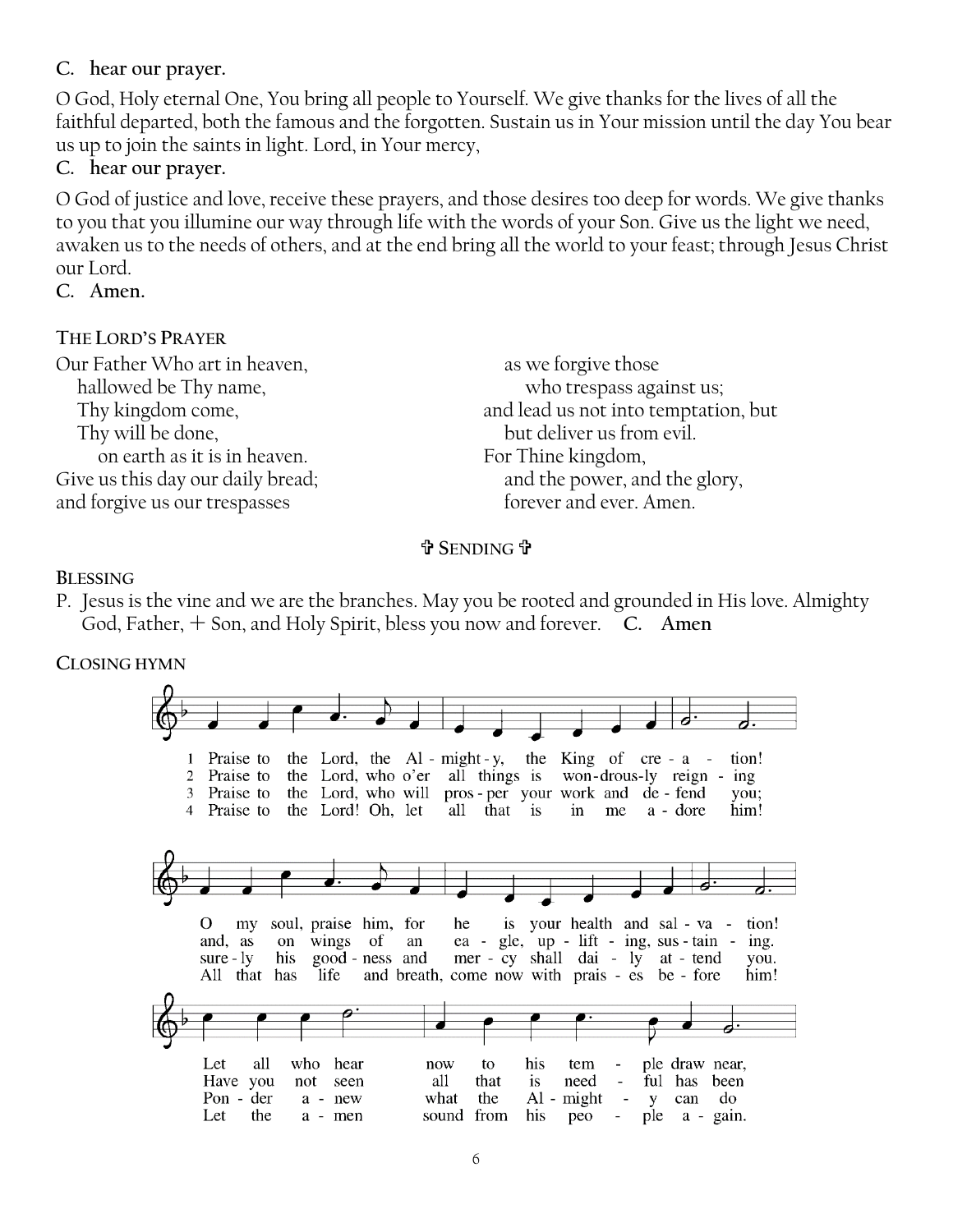**C. hear our prayer.**

O God, Holy eternal One, You bring all people to Yourself. We give thanks for the lives of all the faithful departed, both the famous and the forgotten. Sustain us in Your mission until the day You bear us up to join the saints in light. Lord, in Your mercy,

**C. hear our prayer.**

O God of justice and love, receive these prayers, and those desires too deep for words. We give thanks to you that you illumine our way through life with the words of your Son. Give us the light we need, awaken us to the needs of others, and at the end bring all the world to your feast; through Jesus Christ our Lord.

**C. Amen.**

### THE LORD'S PRAYER

Our Father Who art in heaven,
hallowed be Thy name,
Thy kingdom come,
Thy will be done,
on earth as it is in heaven.
Give us this day our daily bread;
and forgive us our trespasses
as we forgive those
who trespass against us;
and lead us not into temptation, but
but deliver us from evil.
For Thine kingdom,
and the power, and the glory,
forever and ever. Amen.

## ✞ SENDING ✞

### BLESSING

P. Jesus is the vine and we are the branches. May you be rooted and grounded in His love. Almighty God, Father, + Son, and Holy Spirit, bless you now and forever. **C. Amen**

### CLOSING HYMN

1 Praise to the Lord, the Almighty, the King of creation!
O my soul, praise him, for he is your health and salvation!
Let all who hear now to his temple draw near,

2 Praise to the Lord, who o'er all things is wondrously reigning
and, as on wings of an eagle, uplifting, sustaining.
Have you not seen all that is needful has been

3 Praise to the Lord, who will prosper your work and defend you;
surely his goodness and mercy shall daily attend you.
Ponder anew what the Almighty can do

4 Praise to the Lord! Oh, let all that is in me adore him!
All that has life and breath, come now with praises before him!
Let the amen sound from his people again.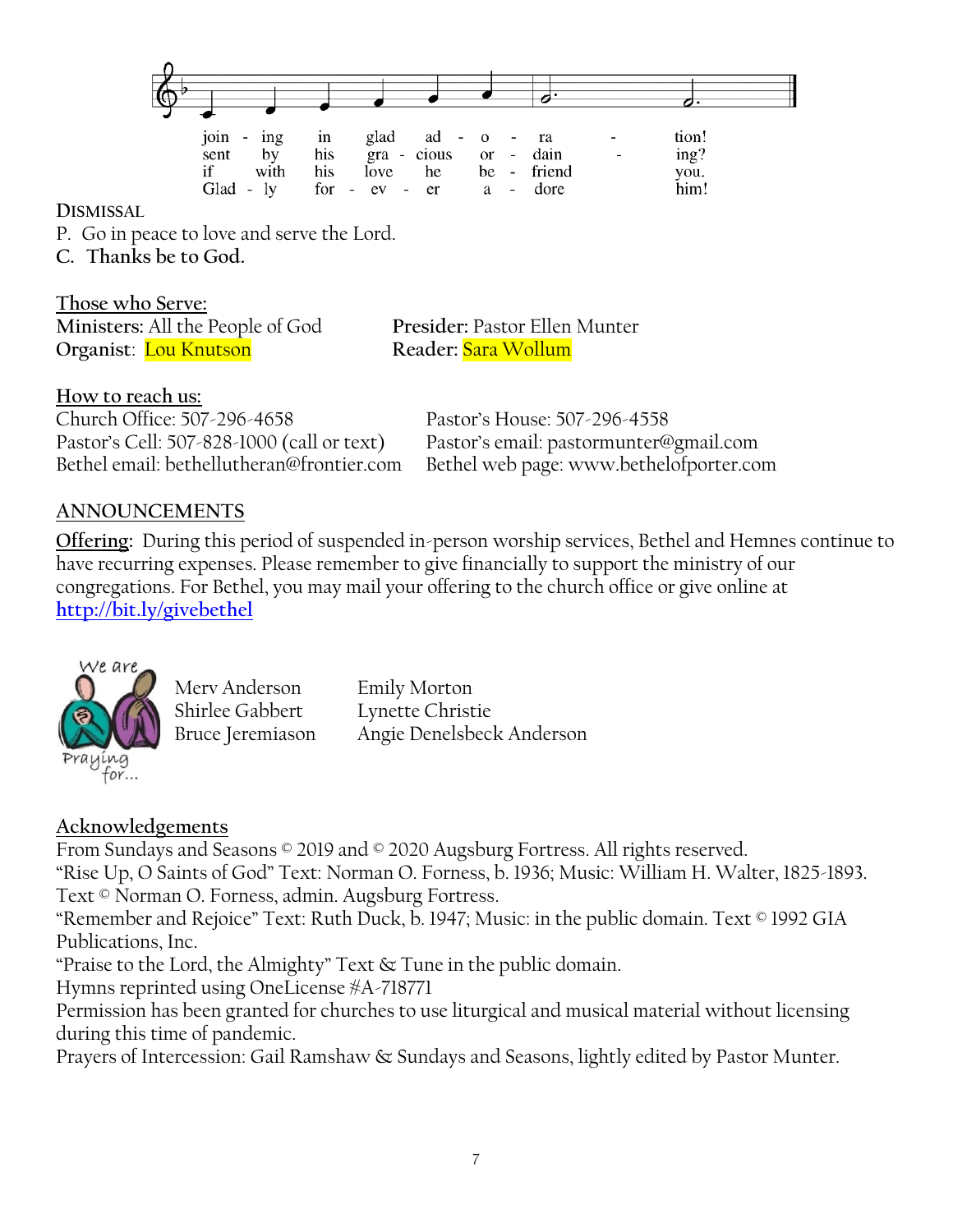join - ing in glad ad - o - ra - tion!
sent by his gra - cious or - dain - ing?
if with his love he be - friend you.
Glad - ly for - ev - er a - dore him!

DISMISSAL

P. Go in peace to love and serve the Lord.

**C. Thanks be to God.**

**Those who Serve:**

**Ministers:** All the People of God

**Presider:** Pastor Ellen Munter

**Organist**: Lou Knutson

**Reader:** Sara Wollum

**How to reach us:**

Church Office: 507-296-4658

Pastor's Cell: 507-828-1000 (call or text)

Bethel email: bethellutheran@frontier.com

Pastor's House: 507-296-4558

Pastor's email: pastormunter@gmail.com

Bethel web page: www.bethelofporter.com

## ANNOUNCEMENTS

**Offering:** During this period of suspended in-person worship services, Bethel and Hemnes continue to have recurring expenses. Please remember to give financially to support the ministry of our congregations. For Bethel, you may mail your offering to the church office or give online at http://bit.ly/givebethel

We are Praying for...

Merv Anderson
Shirlee Gabbert
Bruce Jeremiason
Emily Morton
Lynette Christie
Angie Denelsbeck Anderson

**Acknowledgements**

From Sundays and Seasons © 2019 and © 2020 Augsburg Fortress. All rights reserved.

"Rise Up, O Saints of God" Text: Norman O. Forness, b. 1936; Music: William H. Walter, 1825-1893. Text © Norman O. Forness, admin. Augsburg Fortress.

"Remember and Rejoice" Text: Ruth Duck, b. 1947; Music: in the public domain. Text © 1992 GIA Publications, Inc.

"Praise to the Lord, the Almighty" Text & Tune in the public domain.

Hymns reprinted using OneLicense #A-718771

Permission has been granted for churches to use liturgical and musical material without licensing during this time of pandemic.

Prayers of Intercession: Gail Ramshaw & Sundays and Seasons, lightly edited by Pastor Munter.